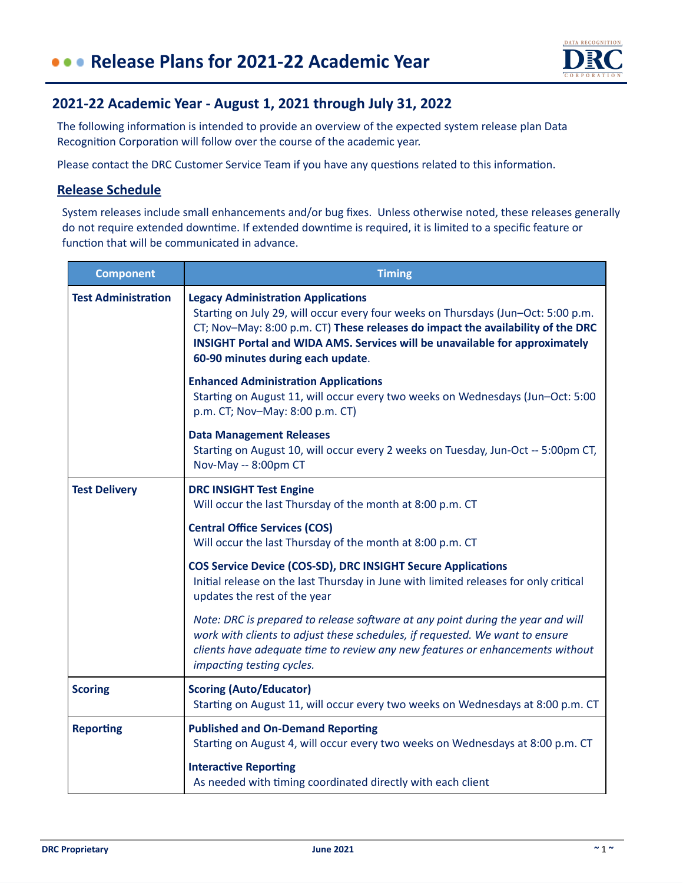# Release Plans for 2021-22 Academic Year

## 2021-22 Academic Year - August 1, 2021 through July 31, 2022

The following information is intended to provide an overview of the expected system release plan Data Recognition Corporation will follow over the course of the academic year.

Please contact the DRC Customer Service Team if you have any questions related to this information.

### Release Schedule

System releases include small enhancements and/or bug fixes. Unless otherwise noted, these releases generally do not require extended downtime. If extended downtime is required, it is limited to a specific feature or function that will be communicated in advance.

| Component | Timing |
|---|---|
| **Test Administration** | **Legacy Administration Applications**<br>Starting on July 29, will occur every four weeks on Thursdays (Jun–Oct: 5:00 p.m. CT; Nov–May: 8:00 p.m. CT) **These releases do impact the availability of the DRC INSIGHT Portal and WIDA AMS. Services will be unavailable for approximately 60-90 minutes during each update**.<br><br>**Enhanced Administration Applications**<br>Starting on August 11, will occur every two weeks on Wednesdays (Jun–Oct: 5:00 p.m. CT; Nov–May: 8:00 p.m. CT)<br><br>**Data Management Releases**<br>Starting on August 10, will occur every 2 weeks on Tuesday, Jun-Oct -- 5:00pm CT, Nov-May -- 8:00pm CT |
| **Test Delivery** | **DRC INSIGHT Test Engine**<br>Will occur the last Thursday of the month at 8:00 p.m. CT<br><br>**Central Office Services (COS)**<br>Will occur the last Thursday of the month at 8:00 p.m. CT<br><br>**COS Service Device (COS-SD), DRC INSIGHT Secure Applications**<br>Initial release on the last Thursday in June with limited releases for only critical updates the rest of the year<br><br>*Note: DRC is prepared to release software at any point during the year and will work with clients to adjust these schedules, if requested. We want to ensure clients have adequate time to review any new features or enhancements without impacting testing cycles.* |
| **Scoring** | **Scoring (Auto/Educator)**<br>Starting on August 11, will occur every two weeks on Wednesdays at 8:00 p.m. CT |
| **Reporting** | **Published and On-Demand Reporting**<br>Starting on August 4, will occur every two weeks on Wednesdays at 8:00 p.m. CT<br><br>**Interactive Reporting**<br>As needed with timing coordinated directly with each client |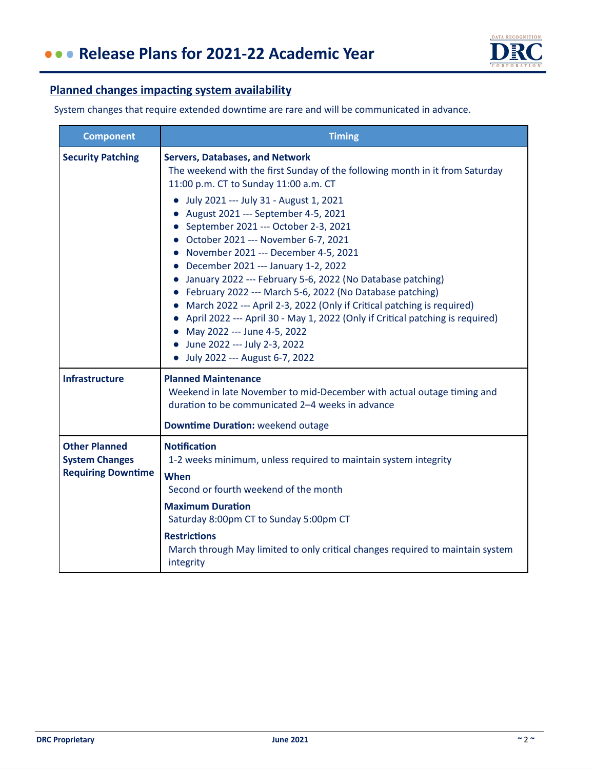# Release Plans for 2021-22 Academic Year

## Planned changes impacting system availability

System changes that require extended downtime are rare and will be communicated in advance.

| Component | Timing |
|---|---|
| **Security Patching** | **Servers, Databases, and Network**<br>The weekend with the first Sunday of the following month in it from Saturday 11:00 p.m. CT to Sunday 11:00 a.m. CT<br>• July 2021 --- July 31 - August 1, 2021<br>• August 2021 --- September 4-5, 2021<br>• September 2021 --- October 2-3, 2021<br>• October 2021 --- November 6-7, 2021<br>• November 2021 --- December 4-5, 2021<br>• December 2021 --- January 1-2, 2022<br>• January 2022 --- February 5-6, 2022 (No Database patching)<br>• February 2022 --- March 5-6, 2022 (No Database patching)<br>• March 2022 --- April 2-3, 2022 (Only if Critical patching is required)<br>• April 2022 --- April 30 - May 1, 2022 (Only if Critical patching is required)<br>• May 2022 --- June 4-5, 2022<br>• June 2022 --- July 2-3, 2022<br>• July 2022 --- August 6-7, 2022 |
| **Infrastructure** | **Planned Maintenance**<br>Weekend in late November to mid-December with actual outage timing and duration to be communicated 2–4 weeks in advance<br>**Downtime Duration:** weekend outage |
| **Other Planned System Changes Requiring Downtime** | **Notification**<br>1-2 weeks minimum, unless required to maintain system integrity<br>**When**<br>Second or fourth weekend of the month<br>**Maximum Duration**<br>Saturday 8:00pm CT to Sunday 5:00pm CT<br>**Restrictions**<br>March through May limited to only critical changes required to maintain system integrity |